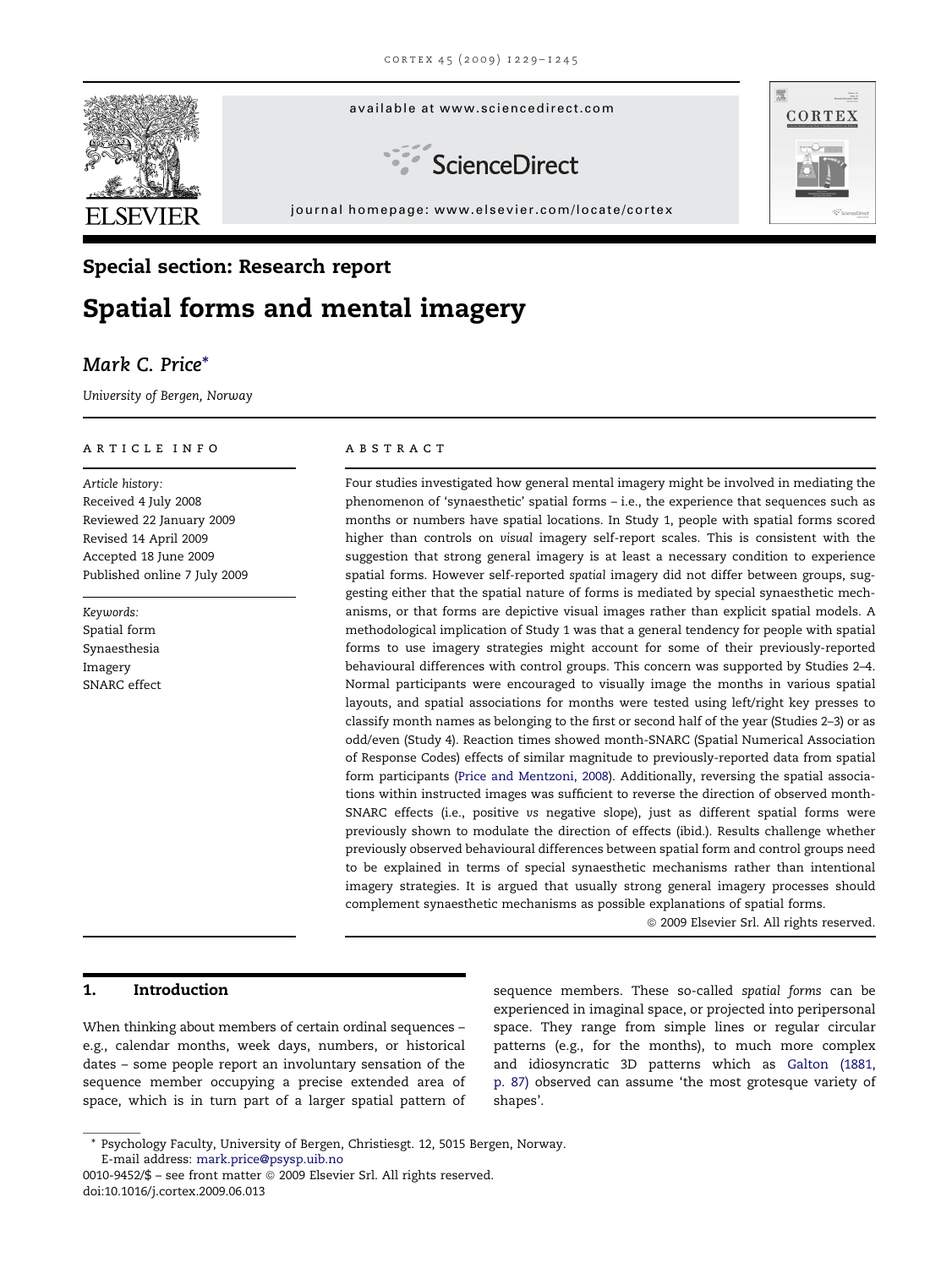Special section: Research report

# Spatial forms and mental imagery

*Mark C. Price**

*University of Bergen, Norway*

## ARTICLE INFO

*Article history:*
Received 4 July 2008
Reviewed 22 January 2009
Revised 14 April 2009
Accepted 18 June 2009
Published online 7 July 2009

*Keywords:*
Spatial form
Synaesthesia
Imagery
SNARC effect

## ABSTRACT

Four studies investigated how general mental imagery might be involved in mediating the phenomenon of 'synaesthetic' spatial forms – i.e., the experience that sequences such as months or numbers have spatial locations. In Study 1, people with spatial forms scored higher than controls on *visual* imagery self-report scales. This is consistent with the suggestion that strong general imagery is at least a necessary condition to experience spatial forms. However self-reported *spatial* imagery did not differ between groups, suggesting either that the spatial nature of forms is mediated by special synaesthetic mechanisms, or that forms are depictive visual images rather than explicit spatial models. A methodological implication of Study 1 was that a general tendency for people with spatial forms to use imagery strategies might account for some of their previously-reported behavioural differences with control groups. This concern was supported by Studies 2–4. Normal participants were encouraged to visually image the months in various spatial layouts, and spatial associations for months were tested using left/right key presses to classify month names as belonging to the first or second half of the year (Studies 2–3) or as odd/even (Study 4). Reaction times showed month-SNARC (Spatial Numerical Association of Response Codes) effects of similar magnitude to previously-reported data from spatial form participants (Price and Mentzoni, 2008). Additionally, reversing the spatial associations within instructed images was sufficient to reverse the direction of observed month-SNARC effects (i.e., positive *vs* negative slope), just as different spatial forms were previously shown to modulate the direction of effects (ibid.). Results challenge whether previously observed behavioural differences between spatial form and control groups need to be explained in terms of special synaesthetic mechanisms rather than intentional imagery strategies. It is argued that usually strong general imagery processes should complement synaesthetic mechanisms as possible explanations of spatial forms.

© 2009 Elsevier Srl. All rights reserved.

## 1. Introduction

When thinking about members of certain ordinal sequences – e.g., calendar months, week days, numbers, or historical dates – some people report an involuntary sensation of the sequence member occupying a precise extended area of space, which is in turn part of a larger spatial pattern of sequence members. These so-called *spatial forms* can be experienced in imaginal space, or projected into peripersonal space. They range from simple lines or regular circular patterns (e.g., for the months), to much more complex and idiosyncratic 3D patterns which as Galton (1881, p. 87) observed can assume 'the most grotesque variety of shapes'.

* Psychology Faculty, University of Bergen, Christiesgt. 12, 5015 Bergen, Norway.
E-mail address: mark.price@psysp.uib.no

0010-9452/$ – see front matter © 2009 Elsevier Srl. All rights reserved.
doi:10.1016/j.cortex.2009.06.013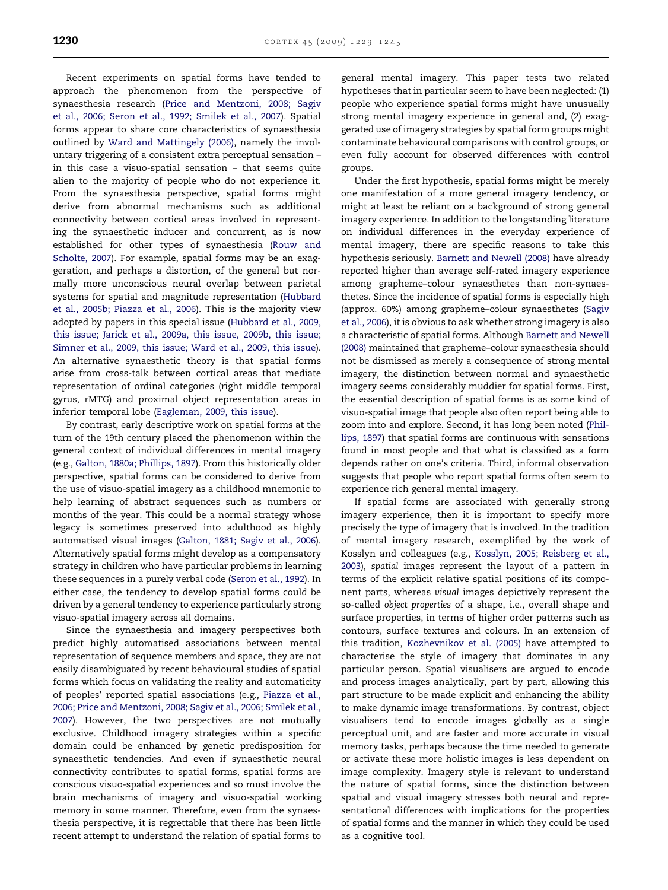Recent experiments on spatial forms have tended to approach the phenomenon from the perspective of synaesthesia research (Price and Mentzoni, 2008; Sagiv et al., 2006; Seron et al., 1992; Smilek et al., 2007). Spatial forms appear to share core characteristics of synaesthesia outlined by Ward and Mattingely (2006), namely the involuntary triggering of a consistent extra perceptual sensation – in this case a visuo-spatial sensation – that seems quite alien to the majority of people who do not experience it. From the synaesthesia perspective, spatial forms might derive from abnormal mechanisms such as additional connectivity between cortical areas involved in representing the synaesthetic inducer and concurrent, as is now established for other types of synaesthesia (Rouw and Scholte, 2007). For example, spatial forms may be an exaggeration, and perhaps a distortion, of the general but normally more unconscious neural overlap between parietal systems for spatial and magnitude representation (Hubbard et al., 2005b; Piazza et al., 2006). This is the majority view adopted by papers in this special issue (Hubbard et al., 2009, this issue; Jarick et al., 2009a, this issue, 2009b, this issue; Simner et al., 2009, this issue; Ward et al., 2009, this issue). An alternative synaesthetic theory is that spatial forms arise from cross-talk between cortical areas that mediate representation of ordinal categories (right middle temporal gyrus, rMTG) and proximal object representation areas in inferior temporal lobe (Eagleman, 2009, this issue).

By contrast, early descriptive work on spatial forms at the turn of the 19th century placed the phenomenon within the general context of individual differences in mental imagery (e.g., Galton, 1880a; Phillips, 1897). From this historically older perspective, spatial forms can be considered to derive from the use of visuo-spatial imagery as a childhood mnemonic to help learning of abstract sequences such as numbers or months of the year. This could be a normal strategy whose legacy is sometimes preserved into adulthood as highly automatised visual images (Galton, 1881; Sagiv et al., 2006). Alternatively spatial forms might develop as a compensatory strategy in children who have particular problems in learning these sequences in a purely verbal code (Seron et al., 1992). In either case, the tendency to develop spatial forms could be driven by a general tendency to experience particularly strong visuo-spatial imagery across all domains.

Since the synaesthesia and imagery perspectives both predict highly automatised associations between mental representation of sequence members and space, they are not easily disambiguated by recent behavioural studies of spatial forms which focus on validating the reality and automaticity of peoples' reported spatial associations (e.g., Piazza et al., 2006; Price and Mentzoni, 2008; Sagiv et al., 2006; Smilek et al., 2007). However, the two perspectives are not mutually exclusive. Childhood imagery strategies within a specific domain could be enhanced by genetic predisposition for synaesthetic tendencies. And even if synaesthetic neural connectivity contributes to spatial forms, spatial forms are conscious visuo-spatial experiences and so must involve the brain mechanisms of imagery and visuo-spatial working memory in some manner. Therefore, even from the synaesthesia perspective, it is regrettable that there has been little recent attempt to understand the relation of spatial forms to general mental imagery. This paper tests two related hypotheses that in particular seem to have been neglected: (1) people who experience spatial forms might have unusually strong mental imagery experience in general and, (2) exaggerated use of imagery strategies by spatial form groups might contaminate behavioural comparisons with control groups, or even fully account for observed differences with control groups.

Under the first hypothesis, spatial forms might be merely one manifestation of a more general imagery tendency, or might at least be reliant on a background of strong general imagery experience. In addition to the longstanding literature on individual differences in the everyday experience of mental imagery, there are specific reasons to take this hypothesis seriously. Barnett and Newell (2008) have already reported higher than average self-rated imagery experience among grapheme–colour synaesthetes than non-synaesthetes. Since the incidence of spatial forms is especially high (approx. 60%) among grapheme–colour synaesthetes (Sagiv et al., 2006), it is obvious to ask whether strong imagery is also a characteristic of spatial forms. Although Barnett and Newell (2008) maintained that grapheme–colour synaesthesia should not be dismissed as merely a consequence of strong mental imagery, the distinction between normal and synaesthetic imagery seems considerably muddier for spatial forms. First, the essential description of spatial forms is as some kind of visuo-spatial image that people also often report being able to zoom into and explore. Second, it has long been noted (Phillips, 1897) that spatial forms are continuous with sensations found in most people and that what is classified as a form depends rather on one's criteria. Third, informal observation suggests that people who report spatial forms often seem to experience rich general mental imagery.

If spatial forms are associated with generally strong imagery experience, then it is important to specify more precisely the type of imagery that is involved. In the tradition of mental imagery research, exemplified by the work of Kosslyn and colleagues (e.g., Kosslyn, 2005; Reisberg et al., 2003), *spatial* images represent the layout of a pattern in terms of the explicit relative spatial positions of its component parts, whereas *visual* images depictively represent the so-called *object properties* of a shape, i.e., overall shape and surface properties, in terms of higher order patterns such as contours, surface textures and colours. In an extension of this tradition, Kozhevnikov et al. (2005) have attempted to characterise the style of imagery that dominates in any particular person. Spatial visualisers are argued to encode and process images analytically, part by part, allowing this part structure to be made explicit and enhancing the ability to make dynamic image transformations. By contrast, object visualisers tend to encode images globally as a single perceptual unit, and are faster and more accurate in visual memory tasks, perhaps because the time needed to generate or activate these more holistic images is less dependent on image complexity. Imagery style is relevant to understand the nature of spatial forms, since the distinction between spatial and visual imagery stresses both neural and representational differences with implications for the properties of spatial forms and the manner in which they could be used as a cognitive tool.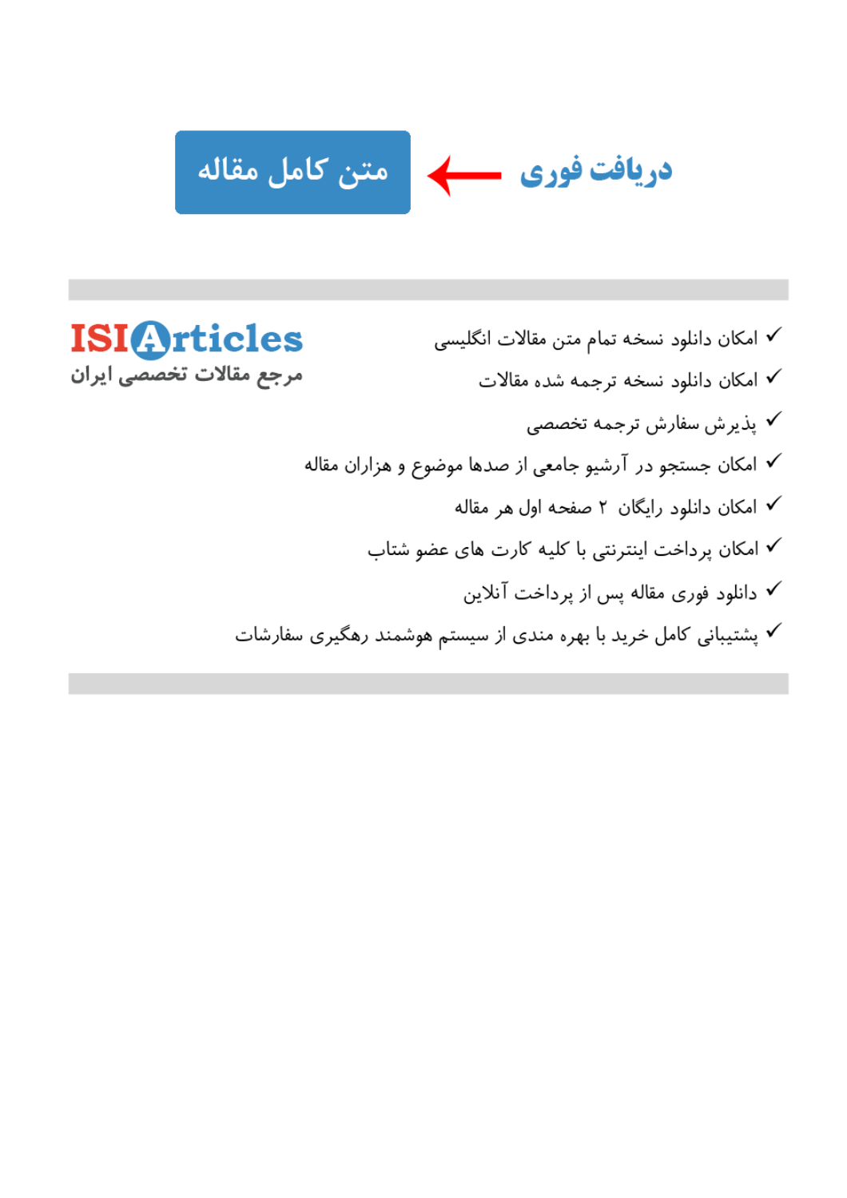دریافت فوری ← **متن کامل مقاله**

**ISIArticles**
مرجع مقالات تخصصی ایران

- ✓ امکان دانلود نسخه تمام متن مقالات انگلیسی
- ✓ امکان دانلود نسخه ترجمه شده مقالات
- ✓ پذیرش سفارش ترجمه تخصصی
- ✓ امکان جستجو در آرشیو جامعی از صدها موضوع و هزاران مقاله
- ✓ امکان دانلود رایگان ۲ صفحه اول هر مقاله
- ✓ امکان پرداخت اینترنتی با کلیه کارت های عضو شتاب
- ✓ دانلود فوری مقاله پس از پرداخت آنلاین
- ✓ پشتیبانی کامل خرید با بهره مندی از سیستم هوشمند رهگیری سفارشات